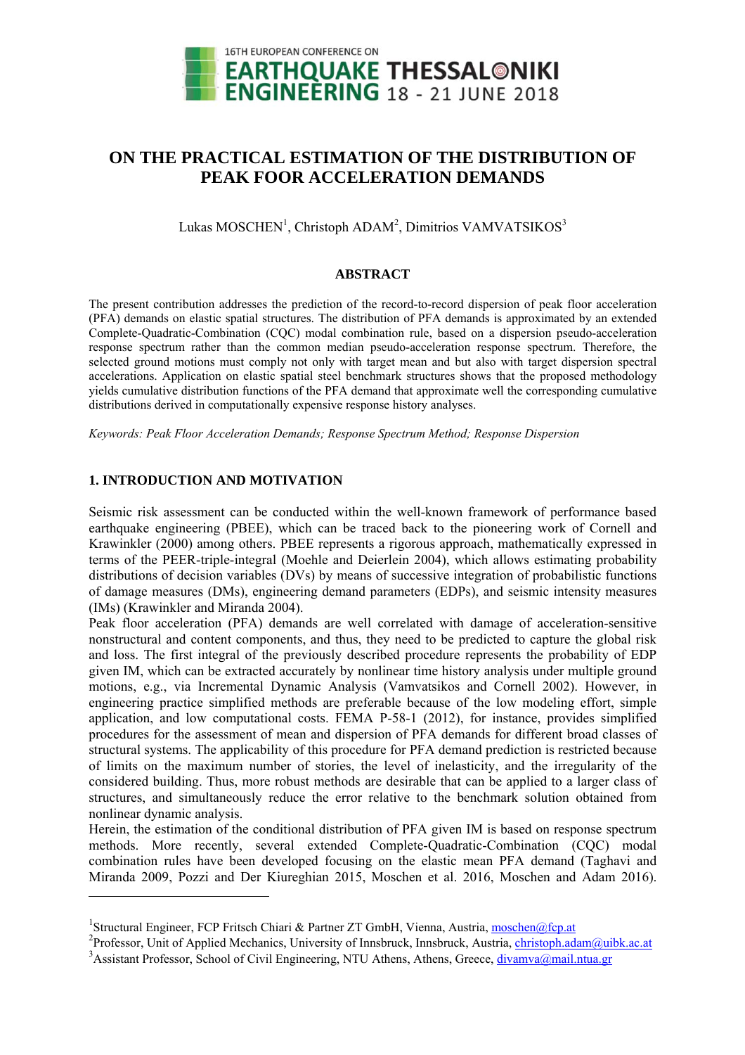# ON THE PRACTICAL ESTIMATION OF THE DISTRIBUTION OF PEAK FOOR ACCELERATION DEMANDS

Lukas MOSCHEN[1], Christoph ADAM[2], Dimitrios VAMVATSIKOS[3]

## ABSTRACT

The present contribution addresses the prediction of the record-to-record dispersion of peak floor acceleration (PFA) demands on elastic spatial structures. The distribution of PFA demands is approximated by an extended Complete-Quadratic-Combination (CQC) modal combination rule, based on a dispersion pseudo-acceleration response spectrum rather than the common median pseudo-acceleration response spectrum. Therefore, the selected ground motions must comply not only with target mean and but also with target dispersion spectral accelerations. Application on elastic spatial steel benchmark structures shows that the proposed methodology yields cumulative distribution functions of the PFA demand that approximate well the corresponding cumulative distributions derived in computationally expensive response history analyses.

*Keywords: Peak Floor Acceleration Demands; Response Spectrum Method; Response Dispersion*

## 1. INTRODUCTION AND MOTIVATION

Seismic risk assessment can be conducted within the well-known framework of performance based earthquake engineering (PBEE), which can be traced back to the pioneering work of Cornell and Krawinkler (2000) among others. PBEE represents a rigorous approach, mathematically expressed in terms of the PEER-triple-integral (Moehle and Deierlein 2004), which allows estimating probability distributions of decision variables (DVs) by means of successive integration of probabilistic functions of damage measures (DMs), engineering demand parameters (EDPs), and seismic intensity measures (IMs) (Krawinkler and Miranda 2004).

Peak floor acceleration (PFA) demands are well correlated with damage of acceleration-sensitive nonstructural and content components, and thus, they need to be predicted to capture the global risk and loss. The first integral of the previously described procedure represents the probability of EDP given IM, which can be extracted accurately by nonlinear time history analysis under multiple ground motions, e.g., via Incremental Dynamic Analysis (Vamvatsikos and Cornell 2002). However, in engineering practice simplified methods are preferable because of the low modeling effort, simple application, and low computational costs. FEMA P-58-1 (2012), for instance, provides simplified procedures for the assessment of mean and dispersion of PFA demands for different broad classes of structural systems. The applicability of this procedure for PFA demand prediction is restricted because of limits on the maximum number of stories, the level of inelasticity, and the irregularity of the considered building. Thus, more robust methods are desirable that can be applied to a larger class of structures, and simultaneously reduce the error relative to the benchmark solution obtained from nonlinear dynamic analysis.

Herein, the estimation of the conditional distribution of PFA given IM is based on response spectrum methods. More recently, several extended Complete-Quadratic-Combination (CQC) modal combination rules have been developed focusing on the elastic mean PFA demand (Taghavi and Miranda 2009, Pozzi and Der Kiureghian 2015, Moschen et al. 2016, Moschen and Adam 2016).

---

[1]Structural Engineer, FCP Fritsch Chiari & Partner ZT GmbH, Vienna, Austria, moschen@fcp.at

[2]Professor, Unit of Applied Mechanics, University of Innsbruck, Innsbruck, Austria, christoph.adam@uibk.ac.at

[3]Assistant Professor, School of Civil Engineering, NTU Athens, Athens, Greece, divamva@mail.ntua.gr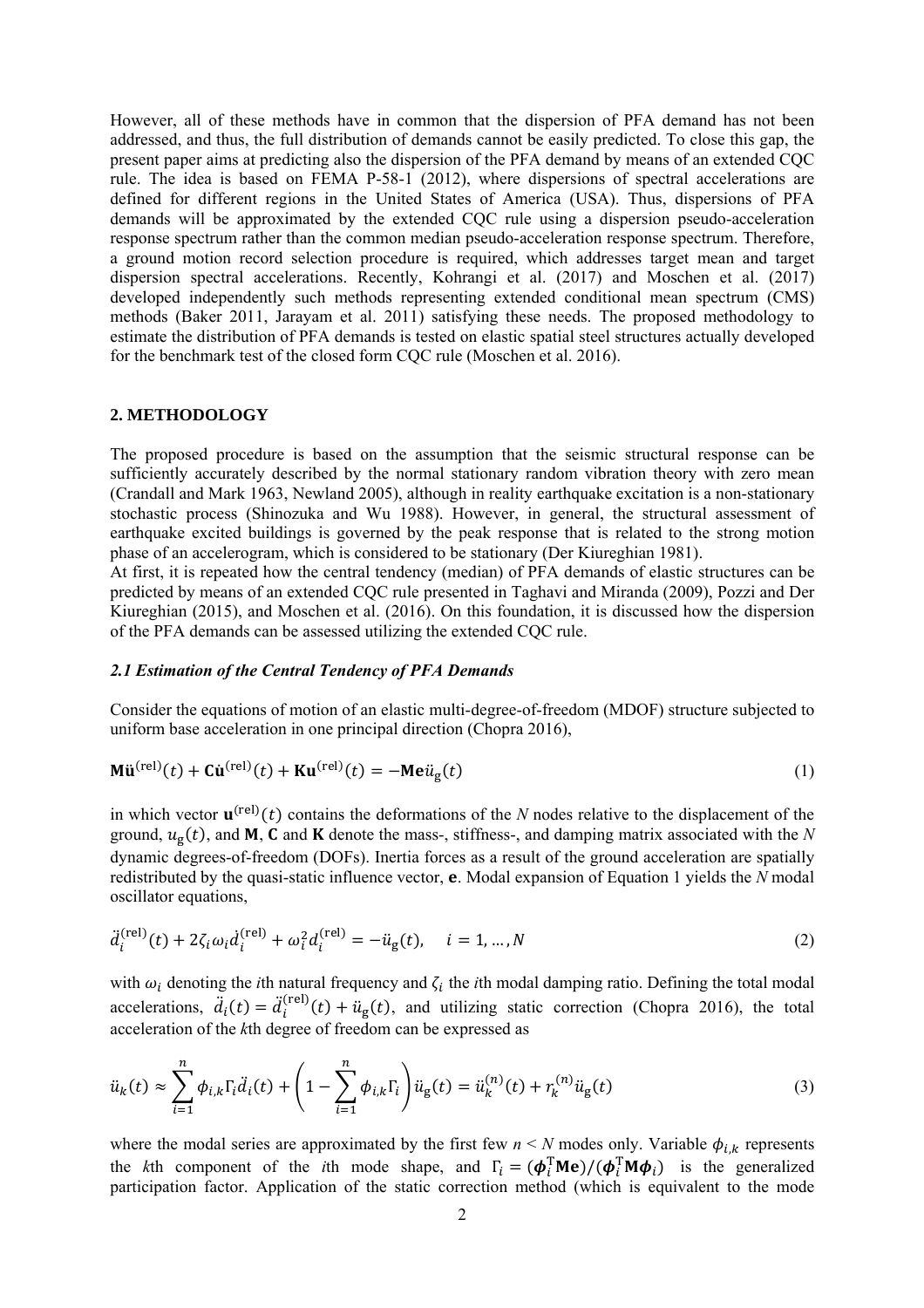However, all of these methods have in common that the dispersion of PFA demand has not been addressed, and thus, the full distribution of demands cannot be easily predicted. To close this gap, the present paper aims at predicting also the dispersion of the PFA demand by means of an extended CQC rule. The idea is based on FEMA P-58-1 (2012), where dispersions of spectral accelerations are defined for different regions in the United States of America (USA). Thus, dispersions of PFA demands will be approximated by the extended CQC rule using a dispersion pseudo-acceleration response spectrum rather than the common median pseudo-acceleration response spectrum. Therefore, a ground motion record selection procedure is required, which addresses target mean and target dispersion spectral accelerations. Recently, Kohrangi et al. (2017) and Moschen et al. (2017) developed independently such methods representing extended conditional mean spectrum (CMS) methods (Baker 2011, Jarayam et al. 2011) satisfying these needs. The proposed methodology to estimate the distribution of PFA demands is tested on elastic spatial steel structures actually developed for the benchmark test of the closed form CQC rule (Moschen et al. 2016).

## 2. METHODOLOGY

The proposed procedure is based on the assumption that the seismic structural response can be sufficiently accurately described by the normal stationary random vibration theory with zero mean (Crandall and Mark 1963, Newland 2005), although in reality earthquake excitation is a non-stationary stochastic process (Shinozuka and Wu 1988). However, in general, the structural assessment of earthquake excited buildings is governed by the peak response that is related to the strong motion phase of an accelerogram, which is considered to be stationary (Der Kiureghian 1981).

At first, it is repeated how the central tendency (median) of PFA demands of elastic structures can be predicted by means of an extended CQC rule presented in Taghavi and Miranda (2009), Pozzi and Der Kiureghian (2015), and Moschen et al. (2016). On this foundation, it is discussed how the dispersion of the PFA demands can be assessed utilizing the extended CQC rule.

### *2.1 Estimation of the Central Tendency of PFA Demands*

Consider the equations of motion of an elastic multi-degree-of-freedom (MDOF) structure subjected to uniform base acceleration in one principal direction (Chopra 2016),

$$\mathbf{M}\ddot{\mathbf{u}}^{(\mathrm{rel})}(t) + \mathbf{C}\dot{\mathbf{u}}^{(\mathrm{rel})}(t) + \mathbf{K}\mathbf{u}^{(\mathrm{rel})}(t) = -\mathbf{M}\mathbf{e}\ddot{u}_{\mathrm{g}}(t) \tag{1}$$

in which vector $\mathbf{u}^{(\mathrm{rel})}(t)$ contains the deformations of the $N$ nodes relative to the displacement of the ground, $u_{\mathrm{g}}(t)$, and $\mathbf{M}$, $\mathbf{C}$ and $\mathbf{K}$ denote the mass-, stiffness-, and damping matrix associated with the $N$ dynamic degrees-of-freedom (DOFs). Inertia forces as a result of the ground acceleration are spatially redistributed by the quasi-static influence vector, $\mathbf{e}$. Modal expansion of Equation 1 yields the $N$ modal oscillator equations,

$$\ddot{d}_i^{(\mathrm{rel})}(t) + 2\zeta_i\omega_i\dot{d}_i^{(\mathrm{rel})} + \omega_i^2 d_i^{(\mathrm{rel})} = -\ddot{u}_{\mathrm{g}}(t), \quad i = 1, \ldots, N \tag{2}$$

with $\omega_i$ denoting the $i$th natural frequency and $\zeta_i$ the $i$th modal damping ratio. Defining the total modal accelerations, $\ddot{d}_i(t) = \ddot{d}_i^{(\mathrm{rel})}(t) + \ddot{u}_{\mathrm{g}}(t)$, and utilizing static correction (Chopra 2016), the total acceleration of the $k$th degree of freedom can be expressed as

$$\ddot{u}_k(t) \approx \sum_{i=1}^{n} \phi_{i,k}\Gamma_i \ddot{d}_i(t) + \left(1 - \sum_{i=1}^{n} \phi_{i,k}\Gamma_i\right)\ddot{u}_{\mathrm{g}}(t) = \ddot{u}_k^{(n)}(t) + r_k^{(n)}\ddot{u}_{\mathrm{g}}(t) \tag{3}$$

where the modal series are approximated by the first few $n < N$ modes only. Variable $\phi_{i,k}$ represents the $k$th component of the $i$th mode shape, and $\Gamma_i = (\boldsymbol{\phi}_i^{\mathrm{T}}\mathbf{M}\mathbf{e})/(\boldsymbol{\phi}_i^{\mathrm{T}}\mathbf{M}\boldsymbol{\phi}_i)$ is the generalized participation factor. Application of the static correction method (which is equivalent to the mode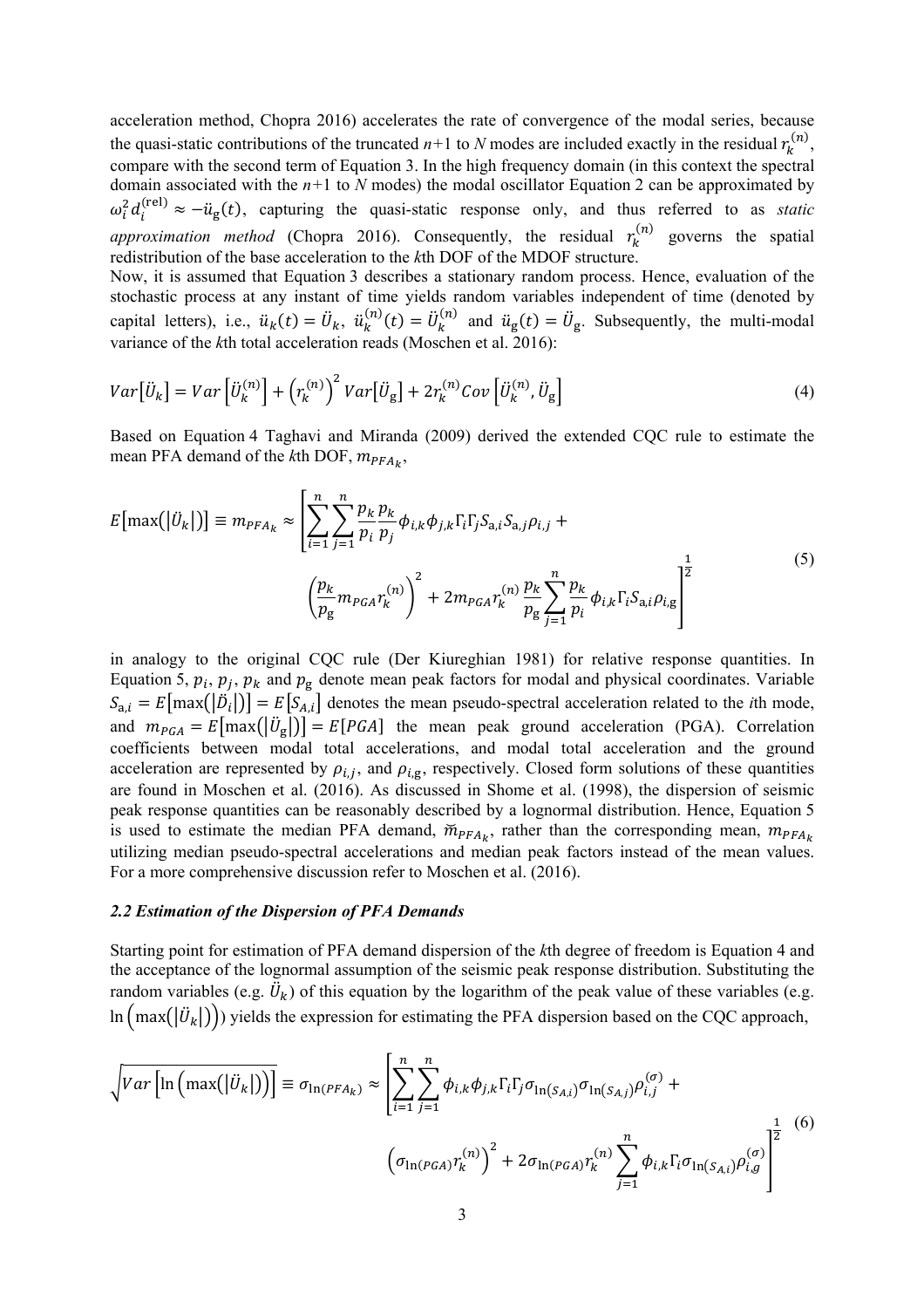acceleration method, Chopra 2016) accelerates the rate of convergence of the modal series, because the quasi-static contributions of the truncated $n$+1 to $N$ modes are included exactly in the residual $r_k^{(n)}$, compare with the second term of Equation 3. In the high frequency domain (in this context the spectral domain associated with the $n$+1 to $N$ modes) the modal oscillator Equation 2 can be approximated by $\omega_i^2 d_i^{(\mathrm{rel})} \approx -\ddot{u}_{\mathrm{g}}(t)$, capturing the quasi-static response only, and thus referred to as *static approximation method* (Chopra 2016). Consequently, the residual $r_k^{(n)}$ governs the spatial redistribution of the base acceleration to the $k$th DOF of the MDOF structure.

Now, it is assumed that Equation 3 describes a stationary random process. Hence, evaluation of the stochastic process at any instant of time yields random variables independent of time (denoted by capital letters), i.e., $\ddot{u}_k(t) = \ddot{U}_k$, $\ddot{u}_k^{(n)}(t) = \ddot{U}_k^{(n)}$ and $\ddot{u}_{\mathrm{g}}(t) = \ddot{U}_{\mathrm{g}}$. Subsequently, the multi-modal variance of the $k$th total acceleration reads (Moschen et al. 2016):

$$Var\left[\ddot{U}_k\right] = Var\left[\ddot{U}_k^{(n)}\right] + \left(r_k^{(n)}\right)^2 Var\left[\ddot{U}_{\mathrm{g}}\right] + 2 r_k^{(n)} Cov\left[\ddot{U}_k^{(n)}, \ddot{U}_{\mathrm{g}}\right] \tag{4}$$

Based on Equation 4 Taghavi and Miranda (2009) derived the extended CQC rule to estimate the mean PFA demand of the $k$th DOF, $m_{PFA_k}$,

$$E\left[\max\left(\left|\ddot{U}_k\right|\right)\right] \equiv m_{PFA_k} \approx \left[\sum_{i=1}^{n}\sum_{j=1}^{n} \frac{p_k}{p_i}\frac{p_k}{p_j} \phi_{i,k}\phi_{j,k}\Gamma_i\Gamma_j S_{\mathrm{a},i} S_{\mathrm{a},j}\rho_{i,j} + \left(\frac{p_k}{p_{\mathrm{g}}} m_{PGA} r_k^{(n)}\right)^2 + 2 m_{PGA} r_k^{(n)} \frac{p_k}{p_{\mathrm{g}}} \sum_{j=1}^{n} \frac{p_k}{p_i}\phi_{i,k}\Gamma_i S_{\mathrm{a},i}\rho_{i,\mathrm{g}}\right]^{\frac{1}{2}} \tag{5}$$

in analogy to the original CQC rule (Der Kiureghian 1981) for relative response quantities. In Equation 5, $p_i$, $p_j$, $p_k$ and $p_{\mathrm{g}}$ denote mean peak factors for modal and physical coordinates. Variable $S_{\mathrm{a},i} = E\left[\max\left(\left|\ddot{D}_i\right|\right)\right] = E\left[S_{A,i}\right]$ denotes the mean pseudo-spectral acceleration related to the $i$th mode, and $m_{PGA} = E\left[\max\left(\left|\ddot{U}_{\mathrm{g}}\right|\right)\right] = E[PGA]$ the mean peak ground acceleration (PGA). Correlation coefficients between modal total accelerations, and modal total acceleration and the ground acceleration are represented by $\rho_{i,j}$, and $\rho_{i,\mathrm{g}}$, respectively. Closed form solutions of these quantities are found in Moschen et al. (2016). As discussed in Shome et al. (1998), the dispersion of seismic peak response quantities can be reasonably described by a lognormal distribution. Hence, Equation 5 is used to estimate the median PFA demand, $\breve{m}_{PFA_k}$, rather than the corresponding mean, $m_{PFA_k}$ utilizing median pseudo-spectral accelerations and median peak factors instead of the mean values. For a more comprehensive discussion refer to Moschen et al. (2016).

### *2.2 Estimation of the Dispersion of PFA Demands*

Starting point for estimation of PFA demand dispersion of the $k$th degree of freedom is Equation 4 and the acceptance of the lognormal assumption of the seismic peak response distribution. Substituting the random variables (e.g. $\ddot{U}_k$) of this equation by the logarithm of the peak value of these variables (e.g. $\ln\left(\max\left(\left|\ddot{U}_k\right|\right)\right)$) yields the expression for estimating the PFA dispersion based on the CQC approach,

$$\sqrt{Var\left[\ln\left(\max\left(\left|\ddot{U}_k\right|\right)\right)\right]} \equiv \sigma_{\ln(PFA_k)} \approx \left[\sum_{i=1}^{n}\sum_{j=1}^{n} \phi_{i,k}\phi_{j,k}\Gamma_i\Gamma_j \sigma_{\ln(S_{A,i})}\sigma_{\ln(S_{A,j})}\rho_{i,j}^{(\sigma)} + \left(\sigma_{\ln(PGA)} r_k^{(n)}\right)^2 + 2\sigma_{\ln(PGA)} r_k^{(n)} \sum_{j=1}^{n} \phi_{i,k}\Gamma_i \sigma_{\ln(S_{A,i})}\rho_{i,g}^{(\sigma)}\right]^{\frac{1}{2}} \tag{6}$$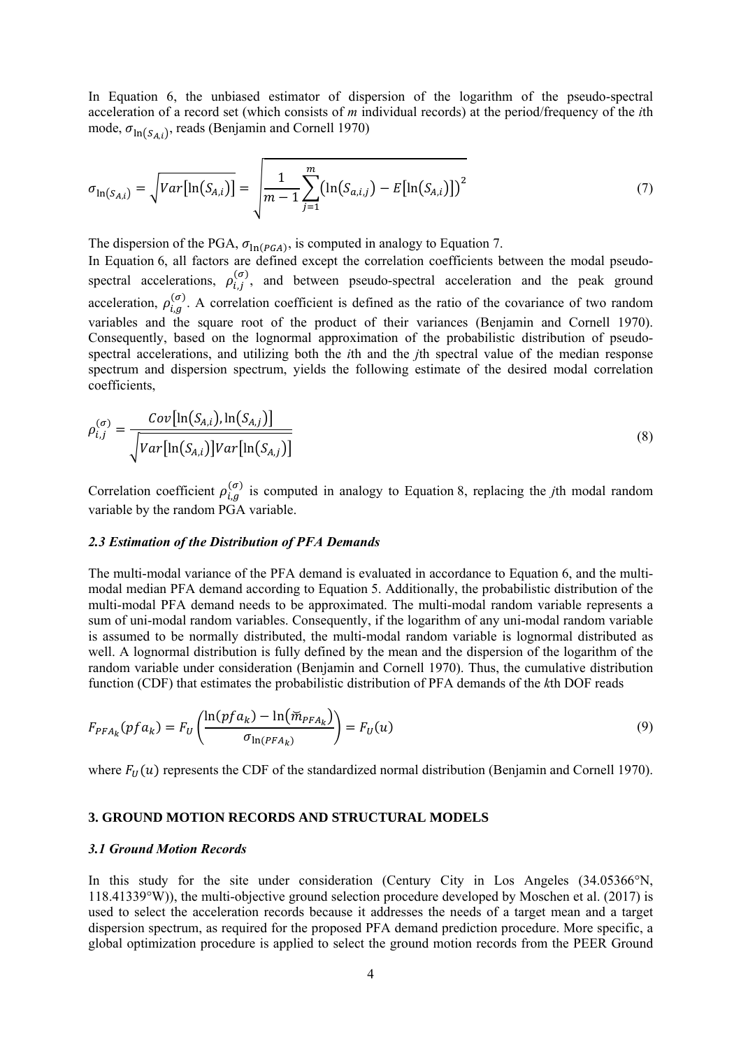In Equation 6, the unbiased estimator of dispersion of the logarithm of the pseudo-spectral acceleration of a record set (which consists of *m* individual records) at the period/frequency of the *i*th mode, $\sigma_{\ln(S_{A,i})}$, reads (Benjamin and Cornell 1970)

$$\sigma_{\ln(S_{A,i})} = \sqrt{Var[\ln(S_{A,i})]} = \sqrt{\frac{1}{m-1}\sum_{j=1}^{m}\left(\ln(S_{a,i,j}) - E[\ln(S_{A,i})]\right)^2} \tag{7}$$

The dispersion of the PGA, $\sigma_{\ln(PGA)}$, is computed in analogy to Equation 7.

In Equation 6, all factors are defined except the correlation coefficients between the modal pseudo-spectral accelerations, $\rho_{i,j}^{(\sigma)}$, and between pseudo-spectral acceleration and the peak ground acceleration, $\rho_{i,g}^{(\sigma)}$. A correlation coefficient is defined as the ratio of the covariance of two random variables and the square root of the product of their variances (Benjamin and Cornell 1970). Consequently, based on the lognormal approximation of the probabilistic distribution of pseudo-spectral accelerations, and utilizing both the *i*th and the *j*th spectral value of the median response spectrum and dispersion spectrum, yields the following estimate of the desired modal correlation coefficients,

$$\rho_{i,j}^{(\sigma)} = \frac{Cov[\ln(S_{A,i}), \ln(S_{A,j})]}{\sqrt{Var[\ln(S_{A,i})]Var[\ln(S_{A,j})]}} \tag{8}$$

Correlation coefficient $\rho_{i,g}^{(\sigma)}$ is computed in analogy to Equation 8, replacing the *j*th modal random variable by the random PGA variable.

### *2.3 Estimation of the Distribution of PFA Demands*

The multi-modal variance of the PFA demand is evaluated in accordance to Equation 6, and the multi-modal median PFA demand according to Equation 5. Additionally, the probabilistic distribution of the multi-modal PFA demand needs to be approximated. The multi-modal random variable represents a sum of uni-modal random variables. Consequently, if the logarithm of any uni-modal random variable is assumed to be normally distributed, the multi-modal random variable is lognormal distributed as well. A lognormal distribution is fully defined by the mean and the dispersion of the logarithm of the random variable under consideration (Benjamin and Cornell 1970). Thus, the cumulative distribution function (CDF) that estimates the probabilistic distribution of PFA demands of the *k*th DOF reads

$$F_{PFA_k}(pfa_k) = F_U\left(\frac{\ln(pfa_k) - \ln(\breve{m}_{PFA_k})}{\sigma_{\ln(PFA_k)}}\right) = F_U(u) \tag{9}$$

where $F_U(u)$ represents the CDF of the standardized normal distribution (Benjamin and Cornell 1970).

## 3. GROUND MOTION RECORDS AND STRUCTURAL MODELS

### *3.1 Ground Motion Records*

In this study for the site under consideration (Century City in Los Angeles (34.05366°N, 118.41339°W)), the multi-objective ground selection procedure developed by Moschen et al. (2017) is used to select the acceleration records because it addresses the needs of a target mean and a target dispersion spectrum, as required for the proposed PFA demand prediction procedure. More specific, a global optimization procedure is applied to select the ground motion records from the PEER Ground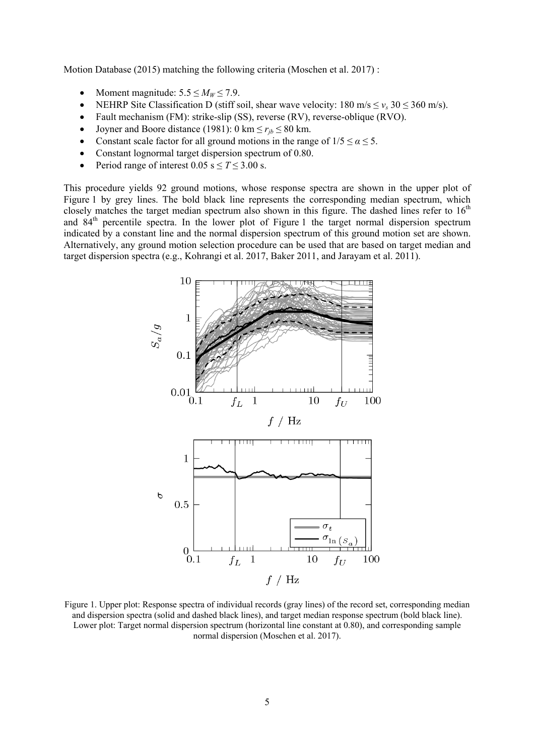Motion Database (2015) matching the following criteria (Moschen et al. 2017) :

- Moment magnitude: $5.5 \leq M_W \leq 7.9$.
- NEHRP Site Classification D (stiff soil, shear wave velocity: 180 m/s $\leq v_s$ 30 $\leq$ 360 m/s).
- Fault mechanism (FM): strike-slip (SS), reverse (RV), reverse-oblique (RVO).
- Joyner and Boore distance (1981): 0 km $\leq r_{jb} \leq$ 80 km.
- Constant scale factor for all ground motions in the range of $1/5 \leq \alpha \leq 5$.
- Constant lognormal target dispersion spectrum of 0.80.
- Period range of interest 0.05 s $\leq T \leq$ 3.00 s.

This procedure yields 92 ground motions, whose response spectra are shown in the upper plot of Figure 1 by grey lines. The bold black line represents the corresponding median spectrum, which closely matches the target median spectrum also shown in this figure. The dashed lines refer to 16th and 84th percentile spectra. In the lower plot of Figure 1 the target normal dispersion spectrum indicated by a constant line and the normal dispersion spectrum of this ground motion set are shown. Alternatively, any ground motion selection procedure can be used that are based on target median and target dispersion spectra (e.g., Kohrangi et al. 2017, Baker 2011, and Jarayam et al. 2011).

Figure 1. Upper plot: Response spectra of individual records (gray lines) of the record set, corresponding median and dispersion spectra (solid and dashed black lines), and target median response spectrum (bold black line). Lower plot: Target normal dispersion spectrum (horizontal line constant at 0.80), and corresponding sample normal dispersion (Moschen et al. 2017).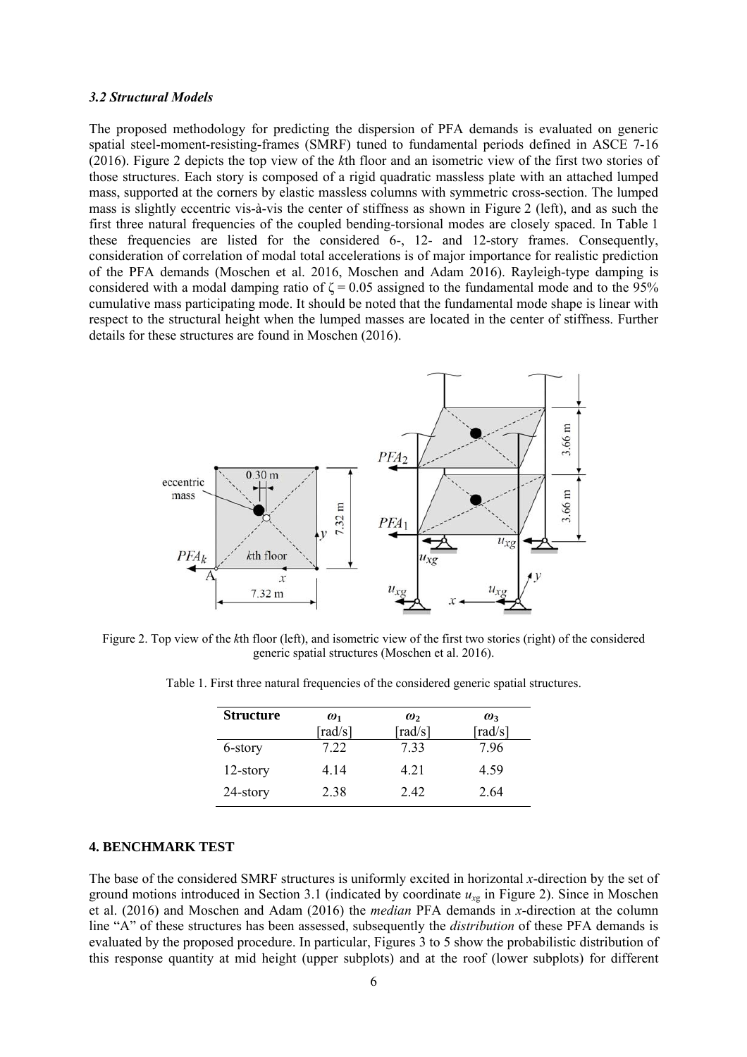### *3.2 Structural Models*

The proposed methodology for predicting the dispersion of PFA demands is evaluated on generic spatial steel-moment-resisting-frames (SMRF) tuned to fundamental periods defined in ASCE 7-16 (2016). Figure 2 depicts the top view of the *k*th floor and an isometric view of the first two stories of those structures. Each story is composed of a rigid quadratic massless plate with an attached lumped mass, supported at the corners by elastic massless columns with symmetric cross-section. The lumped mass is slightly eccentric vis-à-vis the center of stiffness as shown in Figure 2 (left), and as such the first three natural frequencies of the coupled bending-torsional modes are closely spaced. In Table 1 these frequencies are listed for the considered 6-, 12- and 12-story frames. Consequently, consideration of correlation of modal total accelerations is of major importance for realistic prediction of the PFA demands (Moschen et al. 2016, Moschen and Adam 2016). Rayleigh-type damping is considered with a modal damping ratio of $\zeta = 0.05$ assigned to the fundamental mode and to the 95% cumulative mass participating mode. It should be noted that the fundamental mode shape is linear with respect to the structural height when the lumped masses are located in the center of stiffness. Further details for these structures are found in Moschen (2016).

Figure 2. Top view of the *k*th floor (left), and isometric view of the first two stories (right) of the considered generic spatial structures (Moschen et al. 2016).

Table 1. First three natural frequencies of the considered generic spatial structures.

| Structure | $\omega_1$ [rad/s] | $\omega_2$ [rad/s] | $\omega_3$ [rad/s] |
|---|---|---|---|
| 6-story | 7.22 | 7.33 | 7.96 |
| 12-story | 4.14 | 4.21 | 4.59 |
| 24-story | 2.38 | 2.42 | 2.64 |

## 4. BENCHMARK TEST

The base of the considered SMRF structures is uniformly excited in horizontal *x*-direction by the set of ground motions introduced in Section 3.1 (indicated by coordinate $u_{xg}$ in Figure 2). Since in Moschen et al. (2016) and Moschen and Adam (2016) the *median* PFA demands in *x*-direction at the column line "A" of these structures has been assessed, subsequently the *distribution* of these PFA demands is evaluated by the proposed procedure. In particular, Figures 3 to 5 show the probabilistic distribution of this response quantity at mid height (upper subplots) and at the roof (lower subplots) for different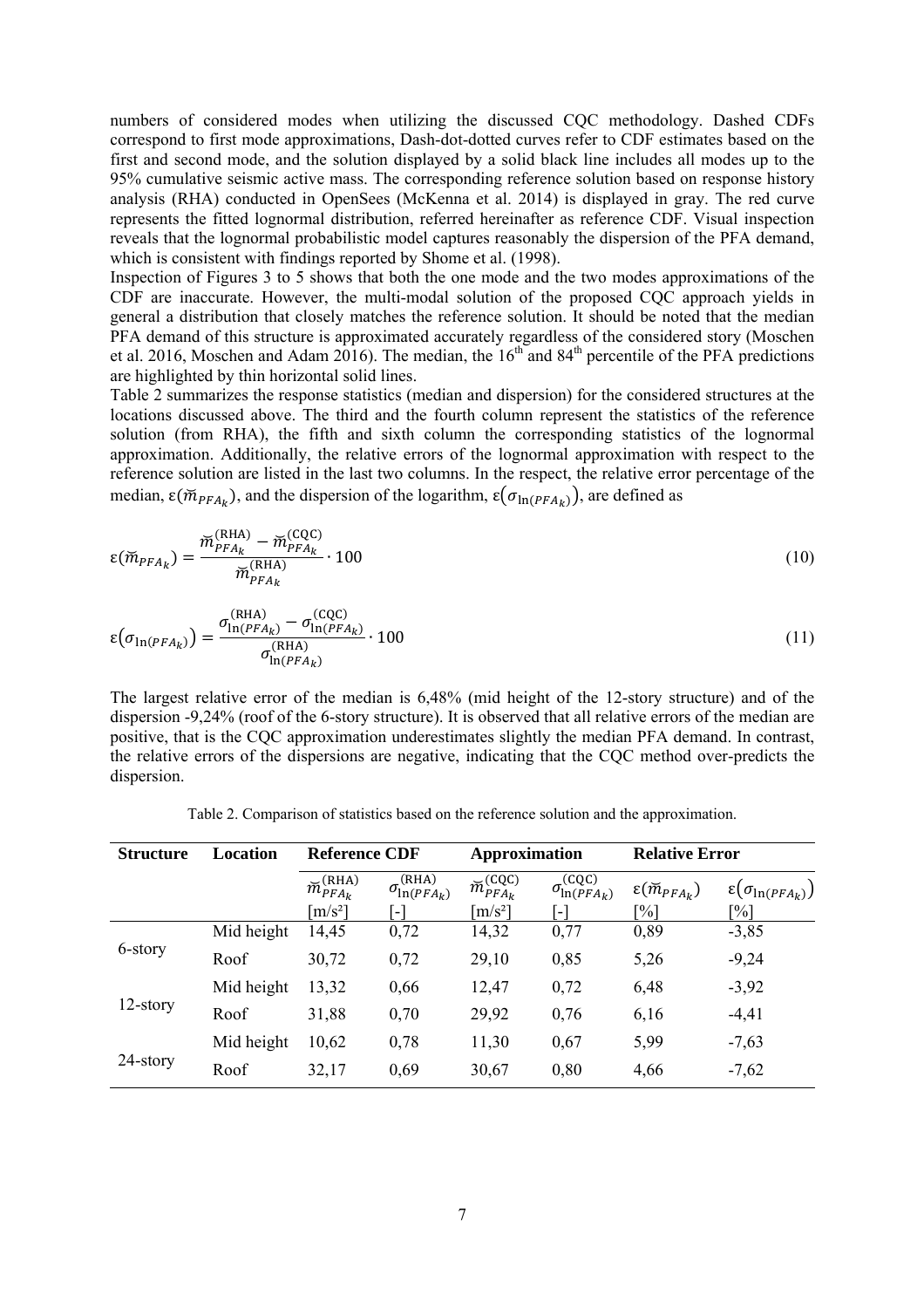numbers of considered modes when utilizing the discussed CQC methodology. Dashed CDFs correspond to first mode approximations, Dash-dot-dotted curves refer to CDF estimates based on the first and second mode, and the solution displayed by a solid black line includes all modes up to the 95% cumulative seismic active mass. The corresponding reference solution based on response history analysis (RHA) conducted in OpenSees (McKenna et al. 2014) is displayed in gray. The red curve represents the fitted lognormal distribution, referred hereinafter as reference CDF. Visual inspection reveals that the lognormal probabilistic model captures reasonably the dispersion of the PFA demand, which is consistent with findings reported by Shome et al. (1998).

Inspection of Figures 3 to 5 shows that both the one mode and the two modes approximations of the CDF are inaccurate. However, the multi-modal solution of the proposed CQC approach yields in general a distribution that closely matches the reference solution. It should be noted that the median PFA demand of this structure is approximated accurately regardless of the considered story (Moschen et al. 2016, Moschen and Adam 2016). The median, the 16th and 84th percentile of the PFA predictions are highlighted by thin horizontal solid lines.

Table 2 summarizes the response statistics (median and dispersion) for the considered structures at the locations discussed above. The third and the fourth column represent the statistics of the reference solution (from RHA), the fifth and sixth column the corresponding statistics of the lognormal approximation. Additionally, the relative errors of the lognormal approximation with respect to the reference solution are listed in the last two columns. In the respect, the relative error percentage of the median, $\varepsilon(\breve{m}_{PFA_k})$, and the dispersion of the logarithm, $\varepsilon(\sigma_{\ln(PFA_k)})$, are defined as

$$\varepsilon(\breve{m}_{PFA_k}) = \frac{\breve{m}_{PFA_k}^{(\mathrm{RHA})} - \breve{m}_{PFA_k}^{(\mathrm{CQC})}}{\breve{m}_{PFA_k}^{(\mathrm{RHA})}} \cdot 100 \tag{10}$$

$$\varepsilon(\sigma_{\ln(PFA_k)}) = \frac{\sigma_{\ln(PFA_k)}^{(\mathrm{RHA})} - \sigma_{\ln(PFA_k)}^{(\mathrm{CQC})}}{\sigma_{\ln(PFA_k)}^{(\mathrm{RHA})}} \cdot 100 \tag{11}$$

The largest relative error of the median is 6,48% (mid height of the 12-story structure) and of the dispersion -9,24% (roof of the 6-story structure). It is observed that all relative errors of the median are positive, that is the CQC approximation underestimates slightly the median PFA demand. In contrast, the relative errors of the dispersions are negative, indicating that the CQC method over-predicts the dispersion.

Table 2. Comparison of statistics based on the reference solution and the approximation.

| **Structure** | **Location** | **Reference CDF** | | **Approximation** | | **Relative Error** | |
|---|---|---|---|---|---|---|---|
| | | $\breve{m}_{PFA_k}^{(\mathrm{RHA})}$ [m/s²] | $\sigma_{\ln(PFA_k)}^{(\mathrm{RHA})}$ [-] | $\breve{m}_{PFA_k}^{(\mathrm{CQC})}$ [m/s²] | $\sigma_{\ln(PFA_k)}^{(\mathrm{CQC})}$ [-] | $\varepsilon(\breve{m}_{PFA_k})$ [%] | $\varepsilon(\sigma_{\ln(PFA_k)})$ [%] |
| 6-story | Mid height | 14,45 | 0,72 | 14,32 | 0,77 | 0,89 | -3,85 |
| | Roof | 30,72 | 0,72 | 29,10 | 0,85 | 5,26 | -9,24 |
| 12-story | Mid height | 13,32 | 0,66 | 12,47 | 0,72 | 6,48 | -3,92 |
| | Roof | 31,88 | 0,70 | 29,92 | 0,76 | 6,16 | -4,41 |
| 24-story | Mid height | 10,62 | 0,78 | 11,30 | 0,67 | 5,99 | -7,63 |
| | Roof | 32,17 | 0,69 | 30,67 | 0,80 | 4,66 | -7,62 |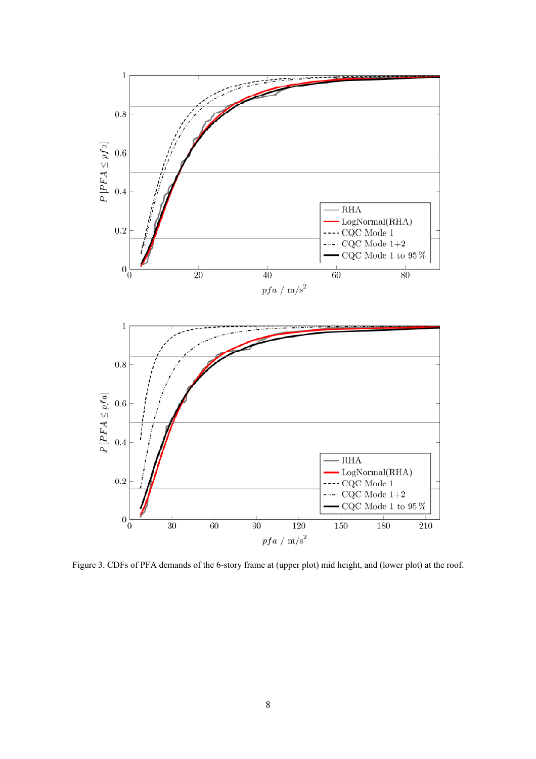Figure 3. CDFs of PFA demands of the 6-story frame at (upper plot) mid height, and (lower plot) at the roof.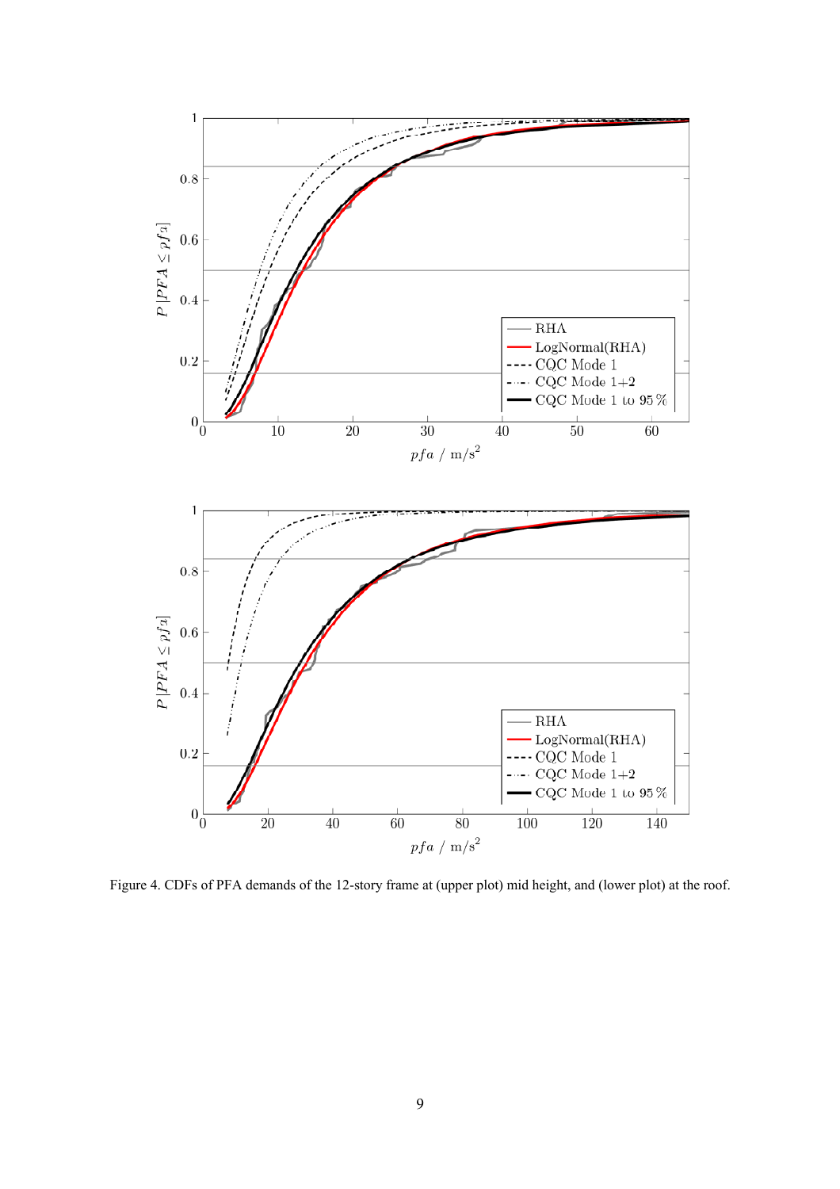Figure 4. CDFs of PFA demands of the 12-story frame at (upper plot) mid height, and (lower plot) at the roof.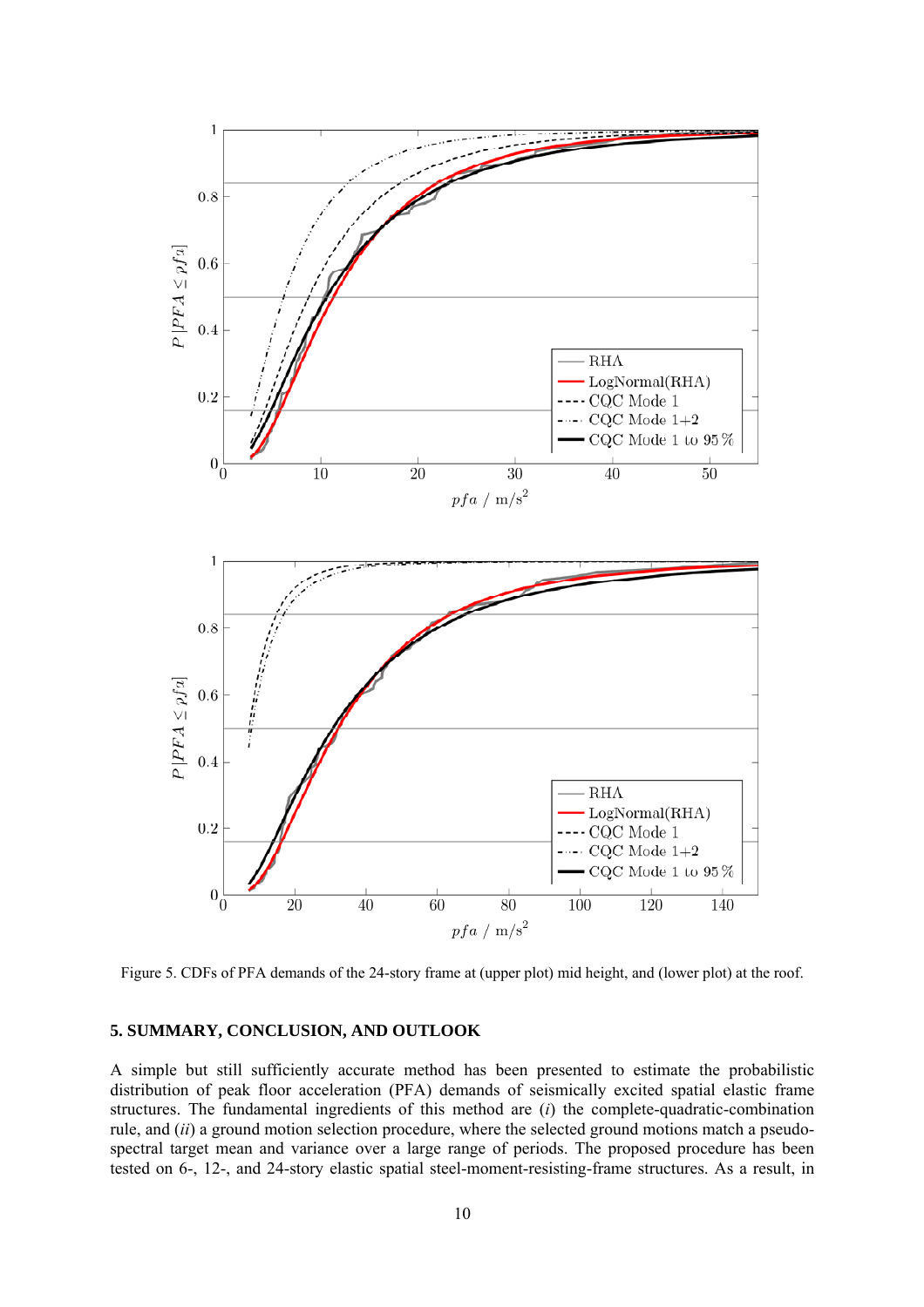Figure 5. CDFs of PFA demands of the 24-story frame at (upper plot) mid height, and (lower plot) at the roof.

## 5. SUMMARY, CONCLUSION, AND OUTLOOK

A simple but still sufficiently accurate method has been presented to estimate the probabilistic distribution of peak floor acceleration (PFA) demands of seismically excited spatial elastic frame structures. The fundamental ingredients of this method are (*i*) the complete-quadratic-combination rule, and (*ii*) a ground motion selection procedure, where the selected ground motions match a pseudo-spectral target mean and variance over a large range of periods. The proposed procedure has been tested on 6-, 12-, and 24-story elastic spatial steel-moment-resisting-frame structures. As a result, in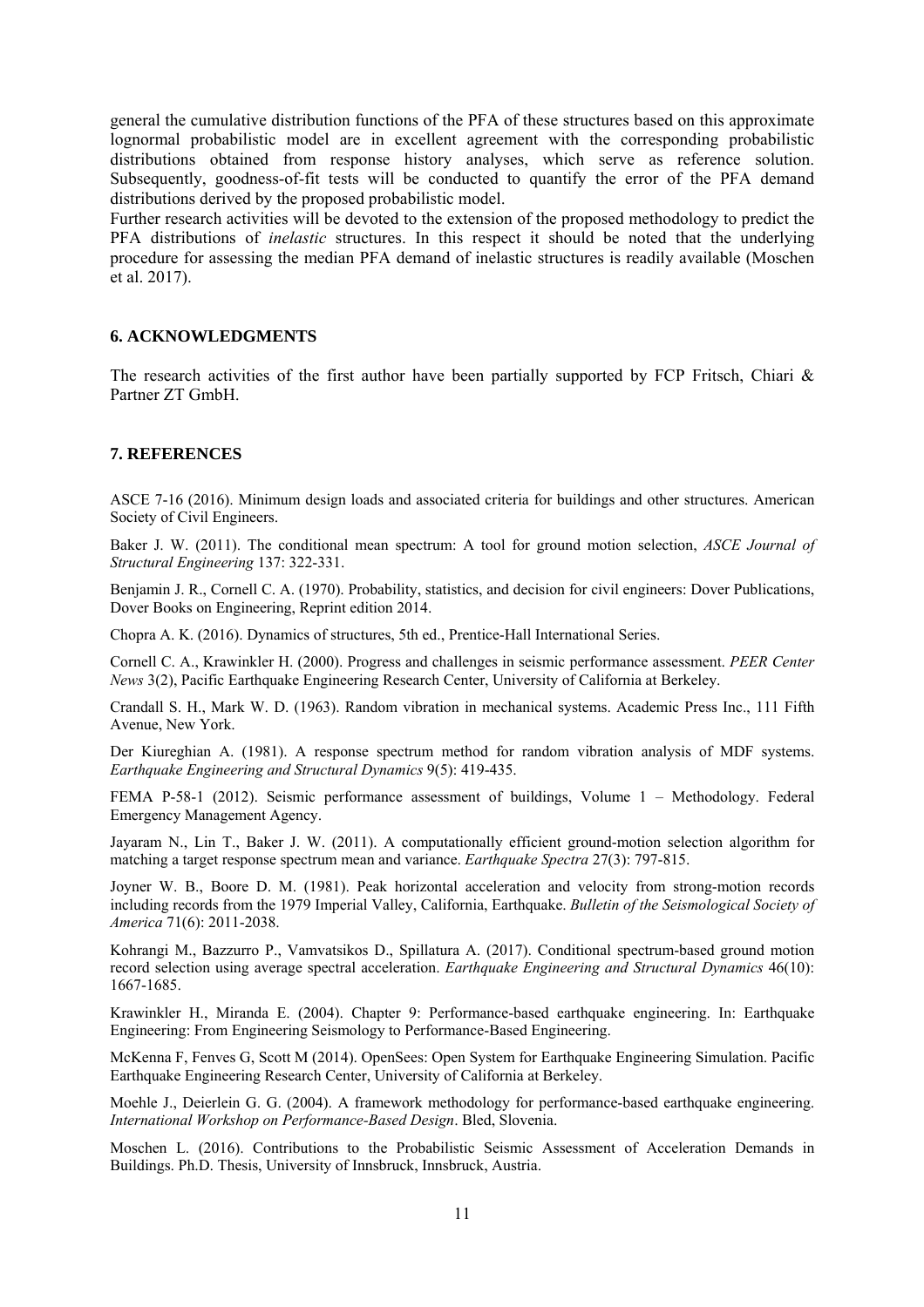general the cumulative distribution functions of the PFA of these structures based on this approximate lognormal probabilistic model are in excellent agreement with the corresponding probabilistic distributions obtained from response history analyses, which serve as reference solution. Subsequently, goodness-of-fit tests will be conducted to quantify the error of the PFA demand distributions derived by the proposed probabilistic model.

Further research activities will be devoted to the extension of the proposed methodology to predict the PFA distributions of *inelastic* structures. In this respect it should be noted that the underlying procedure for assessing the median PFA demand of inelastic structures is readily available (Moschen et al. 2017).

## 6. ACKNOWLEDGMENTS

The research activities of the first author have been partially supported by FCP Fritsch, Chiari & Partner ZT GmbH.

## 7. REFERENCES

ASCE 7-16 (2016). Minimum design loads and associated criteria for buildings and other structures. American Society of Civil Engineers.

Baker J. W. (2011). The conditional mean spectrum: A tool for ground motion selection, *ASCE Journal of Structural Engineering* 137: 322-331.

Benjamin J. R., Cornell C. A. (1970). Probability, statistics, and decision for civil engineers: Dover Publications, Dover Books on Engineering, Reprint edition 2014.

Chopra A. K. (2016). Dynamics of structures, 5th ed., Prentice-Hall International Series.

Cornell C. A., Krawinkler H. (2000). Progress and challenges in seismic performance assessment. *PEER Center News* 3(2), Pacific Earthquake Engineering Research Center, University of California at Berkeley.

Crandall S. H., Mark W. D. (1963). Random vibration in mechanical systems. Academic Press Inc., 111 Fifth Avenue, New York.

Der Kiureghian A. (1981). A response spectrum method for random vibration analysis of MDF systems. *Earthquake Engineering and Structural Dynamics* 9(5): 419-435.

FEMA P-58-1 (2012). Seismic performance assessment of buildings, Volume 1 – Methodology. Federal Emergency Management Agency.

Jayaram N., Lin T., Baker J. W. (2011). A computationally efficient ground-motion selection algorithm for matching a target response spectrum mean and variance. *Earthquake Spectra* 27(3): 797-815.

Joyner W. B., Boore D. M. (1981). Peak horizontal acceleration and velocity from strong-motion records including records from the 1979 Imperial Valley, California, Earthquake. *Bulletin of the Seismological Society of America* 71(6): 2011-2038.

Kohrangi M., Bazzurro P., Vamvatsikos D., Spillatura A. (2017). Conditional spectrum-based ground motion record selection using average spectral acceleration. *Earthquake Engineering and Structural Dynamics* 46(10): 1667-1685.

Krawinkler H., Miranda E. (2004). Chapter 9: Performance-based earthquake engineering. In: Earthquake Engineering: From Engineering Seismology to Performance-Based Engineering.

McKenna F, Fenves G, Scott M (2014). OpenSees: Open System for Earthquake Engineering Simulation. Pacific Earthquake Engineering Research Center, University of California at Berkeley.

Moehle J., Deierlein G. G. (2004). A framework methodology for performance-based earthquake engineering. *International Workshop on Performance-Based Design*. Bled, Slovenia.

Moschen L. (2016). Contributions to the Probabilistic Seismic Assessment of Acceleration Demands in Buildings. Ph.D. Thesis, University of Innsbruck, Innsbruck, Austria.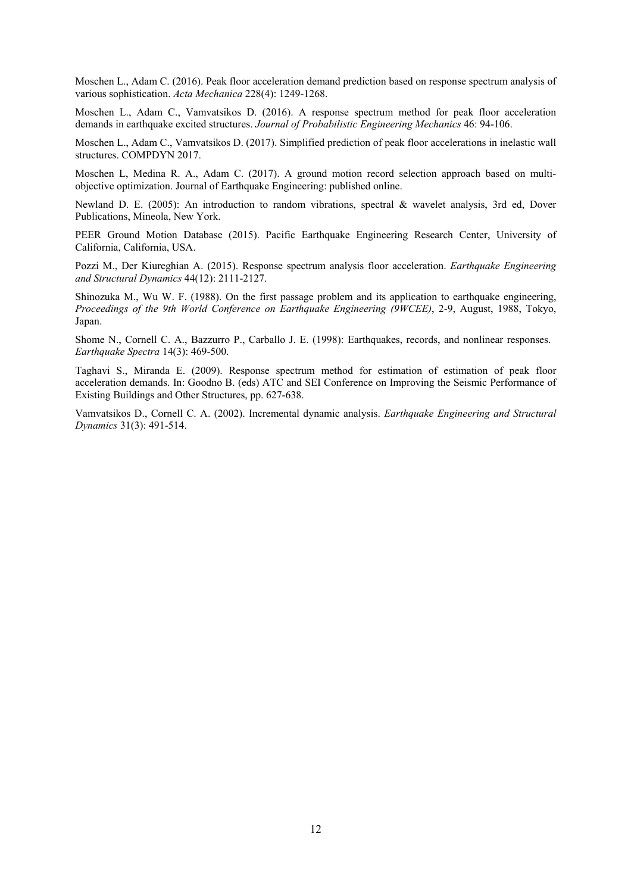Moschen L., Adam C. (2016). Peak floor acceleration demand prediction based on response spectrum analysis of various sophistication. *Acta Mechanica* 228(4): 1249-1268.

Moschen L., Adam C., Vamvatsikos D. (2016). A response spectrum method for peak floor acceleration demands in earthquake excited structures. *Journal of Probabilistic Engineering Mechanics* 46: 94-106.

Moschen L., Adam C., Vamvatsikos D. (2017). Simplified prediction of peak floor accelerations in inelastic wall structures. COMPDYN 2017.

Moschen L, Medina R. A., Adam C. (2017). A ground motion record selection approach based on multi-objective optimization. Journal of Earthquake Engineering: published online.

Newland D. E. (2005): An introduction to random vibrations, spectral & wavelet analysis, 3rd ed, Dover Publications, Mineola, New York.

PEER Ground Motion Database (2015). Pacific Earthquake Engineering Research Center, University of California, California, USA.

Pozzi M., Der Kiureghian A. (2015). Response spectrum analysis floor acceleration. *Earthquake Engineering and Structural Dynamics* 44(12): 2111-2127.

Shinozuka M., Wu W. F. (1988). On the first passage problem and its application to earthquake engineering, *Proceedings of the 9th World Conference on Earthquake Engineering (9WCEE)*, 2-9, August, 1988, Tokyo, Japan.

Shome N., Cornell C. A., Bazzurro P., Carballo J. E. (1998): Earthquakes, records, and nonlinear responses. *Earthquake Spectra* 14(3): 469-500.

Taghavi S., Miranda E. (2009). Response spectrum method for estimation of estimation of peak floor acceleration demands. In: Goodno B. (eds) ATC and SEI Conference on Improving the Seismic Performance of Existing Buildings and Other Structures, pp. 627-638.

Vamvatsikos D., Cornell C. A. (2002). Incremental dynamic analysis. *Earthquake Engineering and Structural Dynamics* 31(3): 491-514.